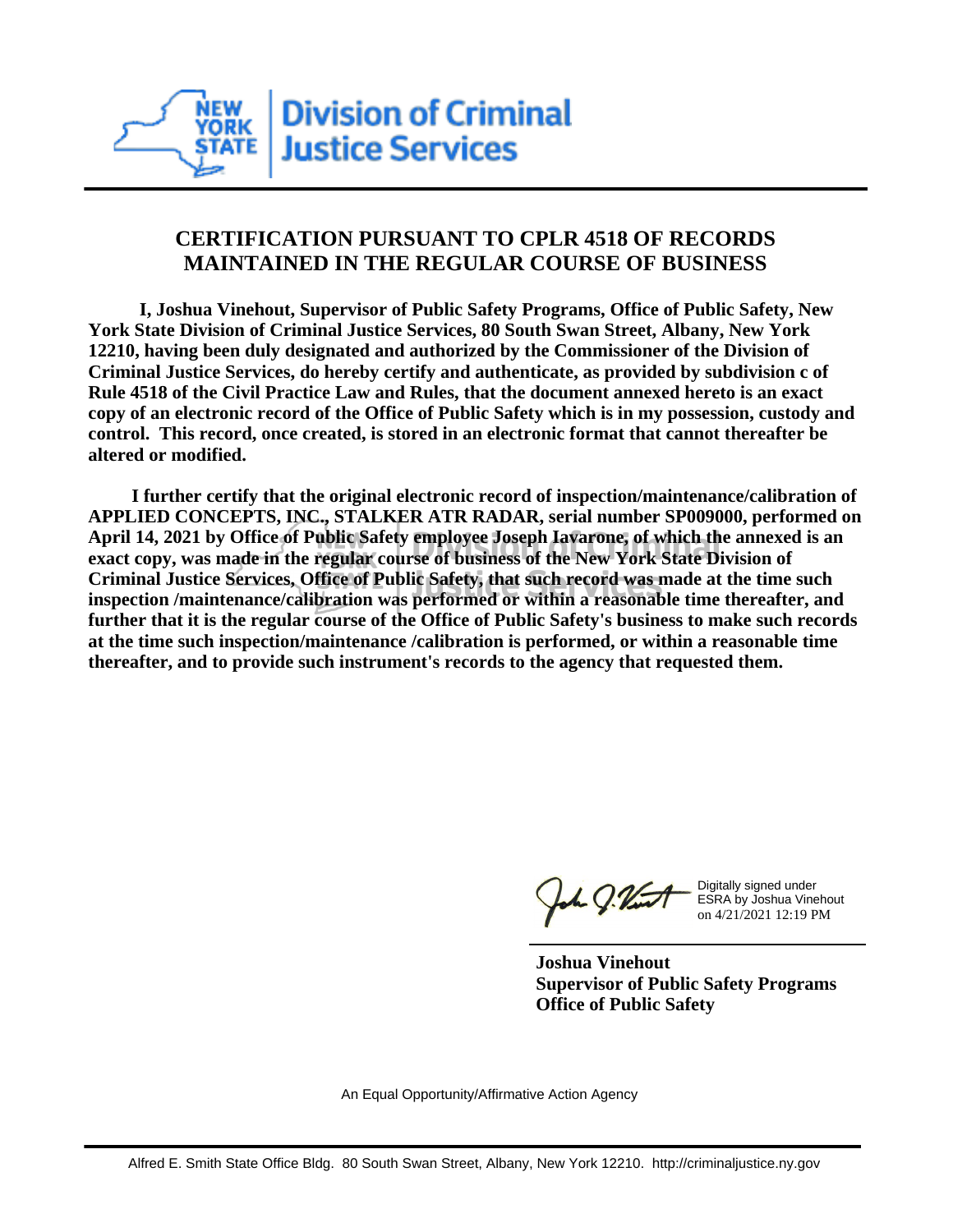New York State Division of Criminal Justice Services

## CERTIFICATION PURSUANT TO CPLR 4518 OF RECORDS MAINTAINED IN THE REGULAR COURSE OF BUSINESS

**I, Joshua Vinehout, Supervisor of Public Safety Programs, Office of Public Safety, New York State Division of Criminal Justice Services, 80 South Swan Street, Albany, New York 12210, having been duly designated and authorized by the Commissioner of the Division of Criminal Justice Services, do hereby certify and authenticate, as provided by subdivision c of Rule 4518 of the Civil Practice Law and Rules, that the document annexed hereto is an exact copy of an electronic record of the Office of Public Safety which is in my possession, custody and control. This record, once created, is stored in an electronic format that cannot thereafter be altered or modified.**

**I further certify that the original electronic record of inspection/maintenance/calibration of APPLIED CONCEPTS, INC., STALKER ATR RADAR, serial number SP009000, performed on April 14, 2021 by Office of Public Safety employee Joseph Iavarone, of which the annexed is an exact copy, was made in the regular course of business of the New York State Division of Criminal Justice Services, Office of Public Safety, that such record was made at the time such inspection /maintenance/calibration was performed or within a reasonable time thereafter, and further that it is the regular course of the Office of Public Safety's business to make such records at the time such inspection/maintenance /calibration is performed, or within a reasonable time thereafter, and to provide such instrument's records to the agency that requested them.**

Digitally signed under ESRA by Joshua Vinehout on 4/21/2021 12:19 PM

**Joshua Vinehout**
**Supervisor of Public Safety Programs**
**Office of Public Safety**

An Equal Opportunity/Affirmative Action Agency

Alfred E. Smith State Office Bldg. 80 South Swan Street, Albany, New York 12210. http://criminaljustice.ny.gov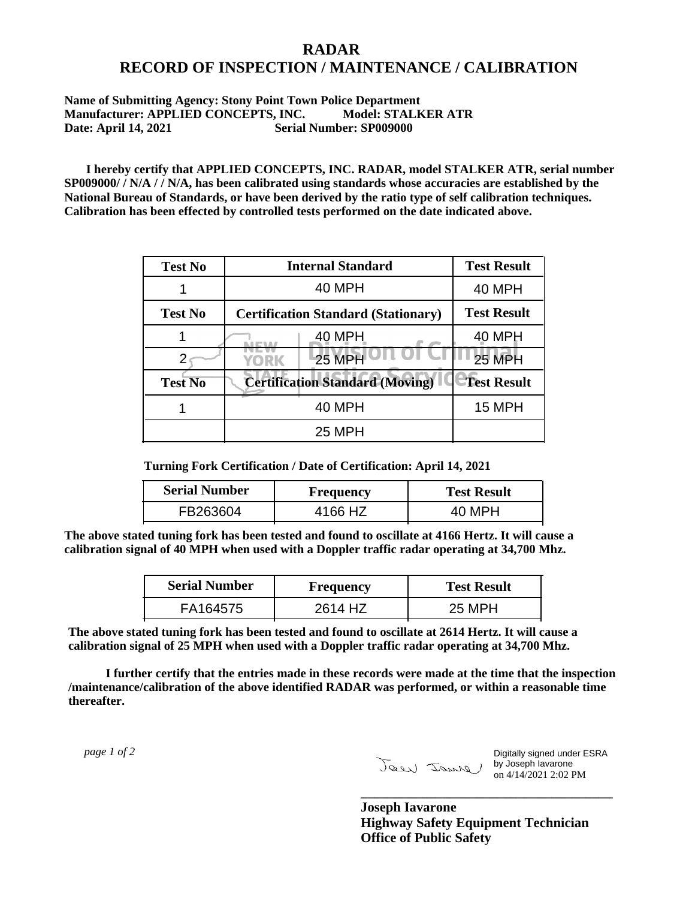# RADAR
# RECORD OF INSPECTION / MAINTENANCE / CALIBRATION

**Name of Submitting Agency: Stony Point Town Police Department**
**Manufacturer: APPLIED CONCEPTS, INC. Model: STALKER ATR**
**Date: April 14, 2021 Serial Number: SP009000**

**I hereby certify that APPLIED CONCEPTS, INC. RADAR, model STALKER ATR, serial number SP009000/ / N/A / / N/A, has been calibrated using standards whose accuracies are established by the National Bureau of Standards, or have been derived by the ratio type of self calibration techniques. Calibration has been effected by controlled tests performed on the date indicated above.**

| Test No | Internal Standard | Test Result |
|---|---|---|
| 1 | 40 MPH | 40 MPH |
| **Test No** | **Certification Standard (Stationary)** | **Test Result** |
| 1 | 40 MPH | 40 MPH |
| 2 | 25 MPH | 25 MPH |
| **Test No** | **Certification Standard (Moving)** | **Test Result** |
| 1 | 40 MPH | 15 MPH |
| | 25 MPH | |

**Turning Fork Certification / Date of Certification: April 14, 2021**

| Serial Number | Frequency | Test Result |
|---|---|---|
| FB263604 | 4166 HZ | 40 MPH |

**The above stated tuning fork has been tested and found to oscillate at 4166 Hertz. It will cause a calibration signal of 40 MPH when used with a Doppler traffic radar operating at 34,700 Mhz.**

| Serial Number | Frequency | Test Result |
|---|---|---|
| FA164575 | 2614 HZ | 25 MPH |

**The above stated tuning fork has been tested and found to oscillate at 2614 Hertz. It will cause a calibration signal of 25 MPH when used with a Doppler traffic radar operating at 34,700 Mhz.**

**I further certify that the entries made in these records were made at the time that the inspection /maintenance/calibration of the above identified RADAR was performed, or within a reasonable time thereafter.**

Digitally signed under ESRA by Joseph Iavarone on 4/14/2021 2:02 PM

**Joseph Iavarone**
**Highway Safety Equipment Technician**
**Office of Public Safety**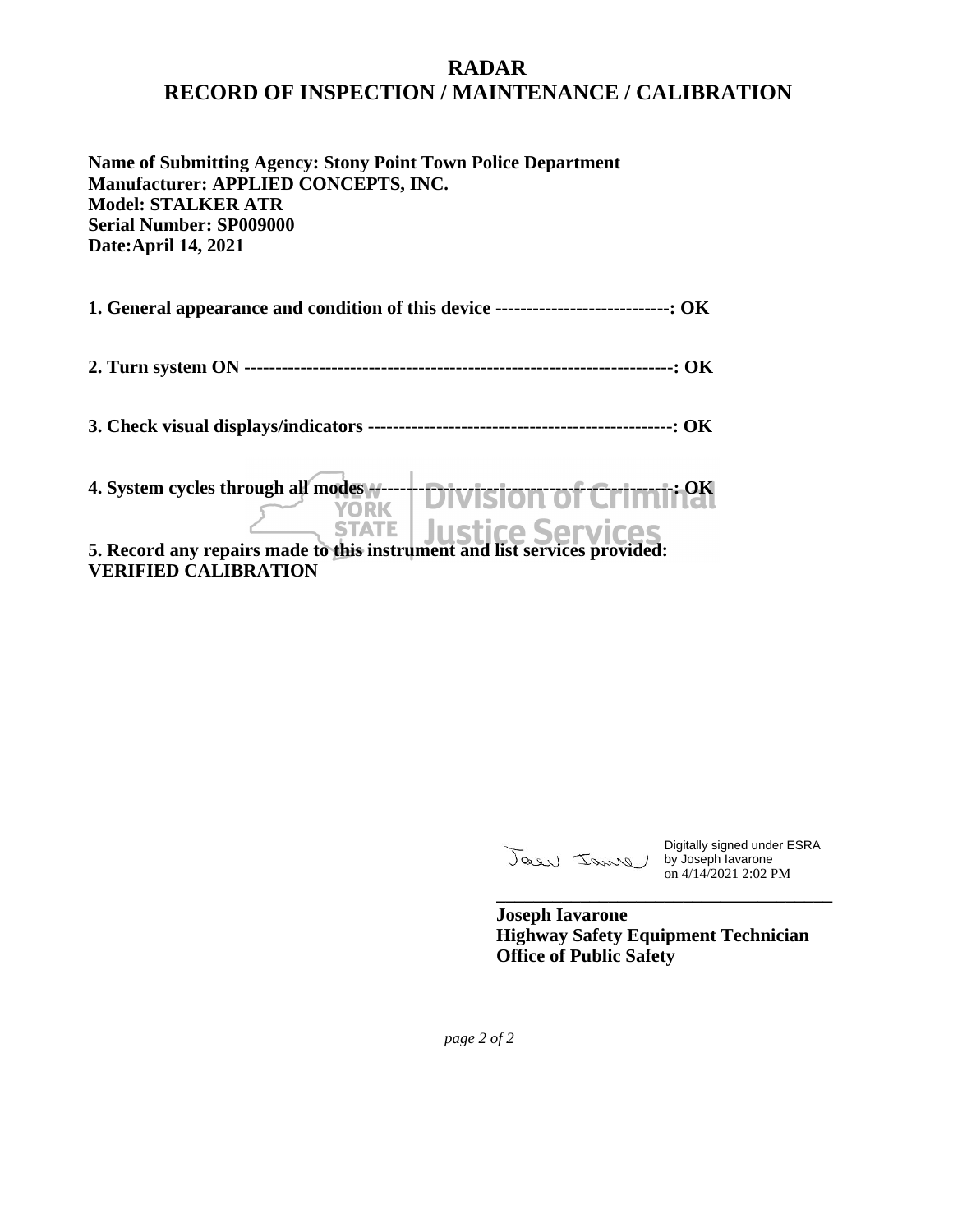# RADAR
# RECORD OF INSPECTION / MAINTENANCE / CALIBRATION

**Name of Submitting Agency: Stony Point Town Police Department**
**Manufacturer: APPLIED CONCEPTS, INC.**
**Model: STALKER ATR**
**Serial Number: SP009000**
**Date:April 14, 2021**

**1. General appearance and condition of this device ----------------------------: OK**

**2. Turn system ON -------------------------------------------------------------------: OK**

**3. Check visual displays/indicators -------------------------------------------------: OK**

**4. System cycles through all modes ------------------------------------------------: OK**

**5. Record any repairs made to this instrument and list services provided:**
**VERIFIED CALIBRATION**

Digitally signed under ESRA by Joseph Iavarone on 4/14/2021 2:02 PM

**Joseph Iavarone**
**Highway Safety Equipment Technician**
**Office of Public Safety**